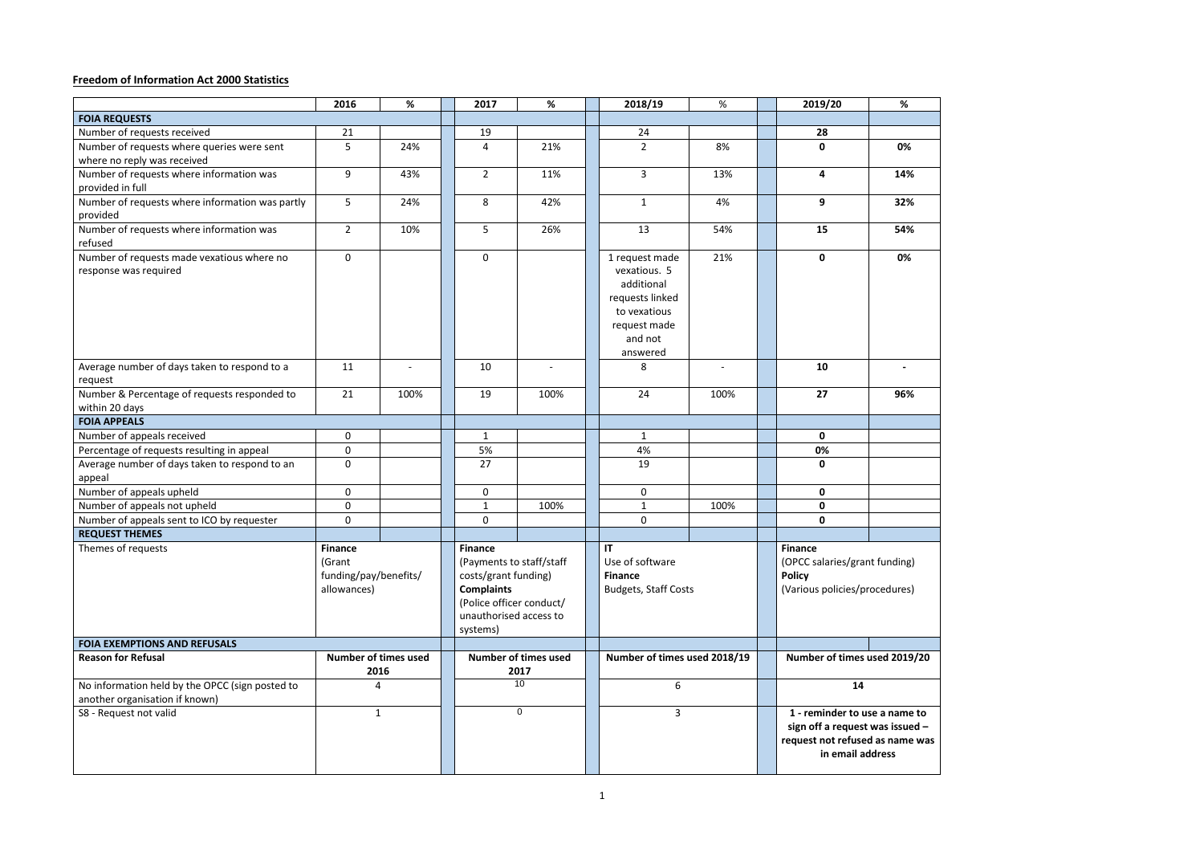**Freedom of Information Act 2000 Statistics**

| | 2016 | % | 2017 | % | 2018/19 | % | 2019/20 | % |
|---|---|---|---|---|---|---|---|---|
| **FOIA REQUESTS** | | | | | | | | |
| Number of requests received | 21 | | 19 | | 24 | | **28** | |
| Number of requests where queries were sent where no reply was received | 5 | 24% | 4 | 21% | 2 | 8% | **0** | **0%** |
| Number of requests where information was provided in full | 9 | 43% | 2 | 11% | 3 | 13% | **4** | **14%** |
| Number of requests where information was partly provided | 5 | 24% | 8 | 42% | 1 | 4% | **9** | **32%** |
| Number of requests where information was refused | 2 | 10% | 5 | 26% | 13 | 54% | **15** | **54%** |
| Number of requests made vexatious where no response was required | 0 | | 0 | | 1 request made vexatious. 5 additional requests linked to vexatious request made and not answered | 21% | **0** | **0%** |
| Average number of days taken to respond to a request | 11 | - | 10 | - | 8 | - | **10** | **-** |
| Number & Percentage of requests responded to within 20 days | 21 | 100% | 19 | 100% | 24 | 100% | **27** | **96%** |
| **FOIA APPEALS** | | | | | | | | |
| Number of appeals received | 0 | | 1 | | 1 | | **0** | |
| Percentage of requests resulting in appeal | 0 | | 5% | | 4% | | **0%** | |
| Average number of days taken to respond to an appeal | 0 | | 27 | | 19 | | **0** | |
| Number of appeals upheld | 0 | | 0 | | 0 | | **0** | |
| Number of appeals not upheld | 0 | | 1 | 100% | 1 | 100% | **0** | |
| Number of appeals sent to ICO by requester | 0 | | 0 | | 0 | | **0** | |
| **REQUEST THEMES** | | | | | | | | |
| Themes of requests | **Finance** (Grant funding/pay/benefits/ allowances) | | **Finance** (Payments to staff/staff costs/grant funding) **Complaints** (Police officer conduct/ unauthorised access to systems) | | **IT** Use of software **Finance** Budgets, Staff Costs | | **Finance** (OPCC salaries/grant funding) **Policy** (Various policies/procedures) | |
| **FOIA EXEMPTIONS AND REFUSALS** | | | | | | | | |
| **Reason for Refusal** | **Number of times used 2016** | | **Number of times used 2017** | | **Number of times used 2018/19** | | **Number of times used 2019/20** | |
| No information held by the OPCC (sign posted to another organisation if known) | 4 | | 10 | | 6 | | **14** | |
| S8 - Request not valid | 1 | | 0 | | 3 | | **1 - reminder to use a name to sign off a request was issued – request not refused as name was in email address** | |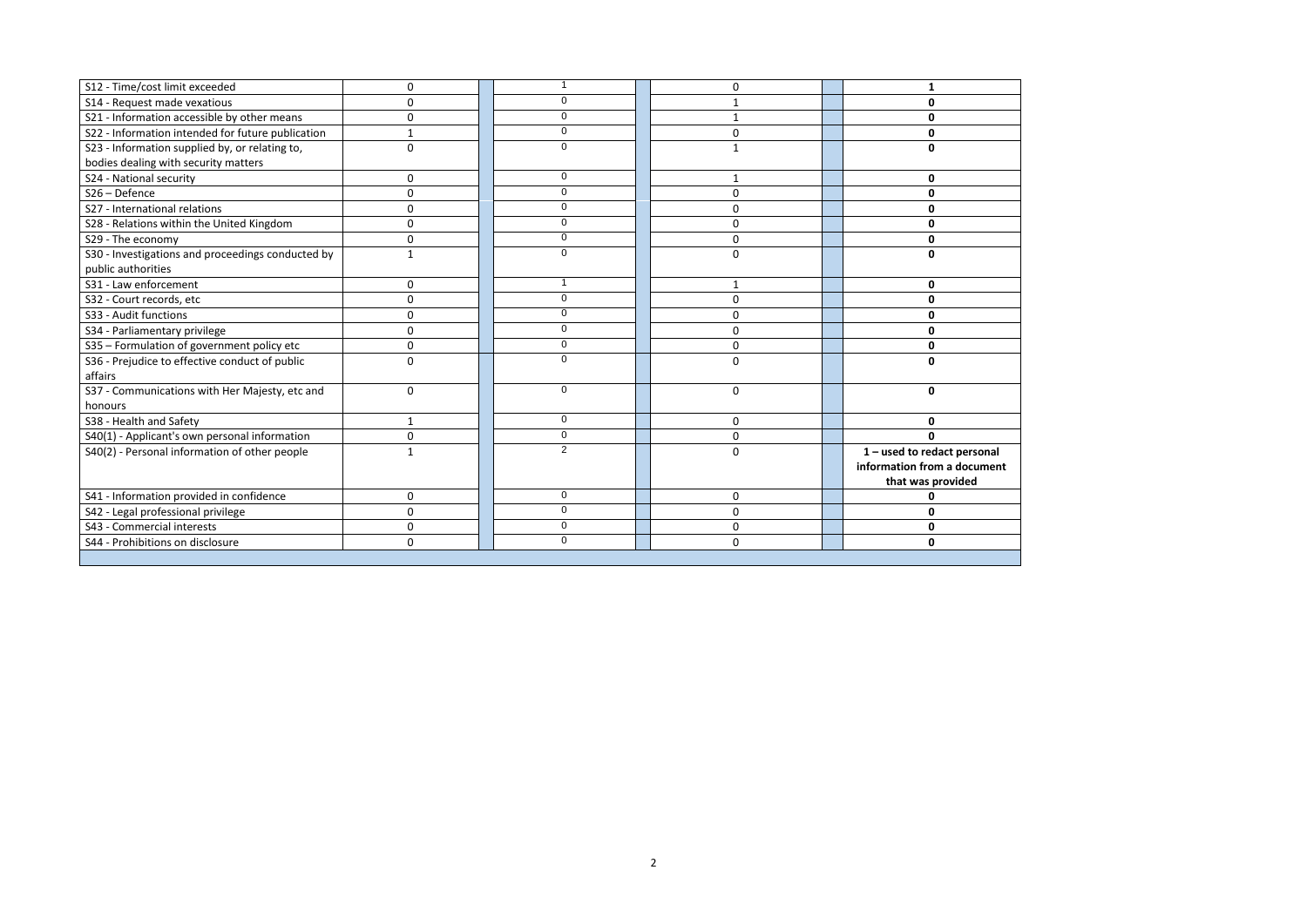| | | | | | | |
|---|---|---|---|---|---|---|
| S12 - Time/cost limit exceeded | 0 | | 1 | | 0 | | **1** |
| S14 - Request made vexatious | 0 | | 0 | | 1 | | **0** |
| S21 - Information accessible by other means | 0 | | 0 | | 1 | | **0** |
| S22 - Information intended for future publication | 1 | | 0 | | 0 | | **0** |
| S23 - Information supplied by, or relating to, bodies dealing with security matters | 0 | | 0 | | 1 | | **0** |
| S24 - National security | 0 | | 0 | | 1 | | **0** |
| S26 – Defence | 0 | | 0 | | 0 | | **0** |
| S27 - International relations | 0 | | 0 | | 0 | | **0** |
| S28 - Relations within the United Kingdom | 0 | | 0 | | 0 | | **0** |
| S29 - The economy | 0 | | 0 | | 0 | | **0** |
| S30 - Investigations and proceedings conducted by public authorities | 1 | | 0 | | 0 | | **0** |
| S31 - Law enforcement | 0 | | 1 | | 1 | | **0** |
| S32 - Court records, etc | 0 | | 0 | | 0 | | **0** |
| S33 - Audit functions | 0 | | 0 | | 0 | | **0** |
| S34 - Parliamentary privilege | 0 | | 0 | | 0 | | **0** |
| S35 – Formulation of government policy etc | 0 | | 0 | | 0 | | **0** |
| S36 - Prejudice to effective conduct of public affairs | 0 | | 0 | | 0 | | **0** |
| S37 - Communications with Her Majesty, etc and honours | 0 | | 0 | | 0 | | **0** |
| S38 - Health and Safety | 1 | | 0 | | 0 | | **0** |
| S40(1) - Applicant's own personal information | 0 | | 0 | | 0 | | **0** |
| S40(2) - Personal information of other people | 1 | | 2 | | 0 | | **1 – used to redact personal information from a document that was provided** |
| S41 - Information provided in confidence | 0 | | 0 | | 0 | | **0** |
| S42 - Legal professional privilege | 0 | | 0 | | 0 | | **0** |
| S43 - Commercial interests | 0 | | 0 | | 0 | | **0** |
| S44 - Prohibitions on disclosure | 0 | | 0 | | 0 | | **0** |